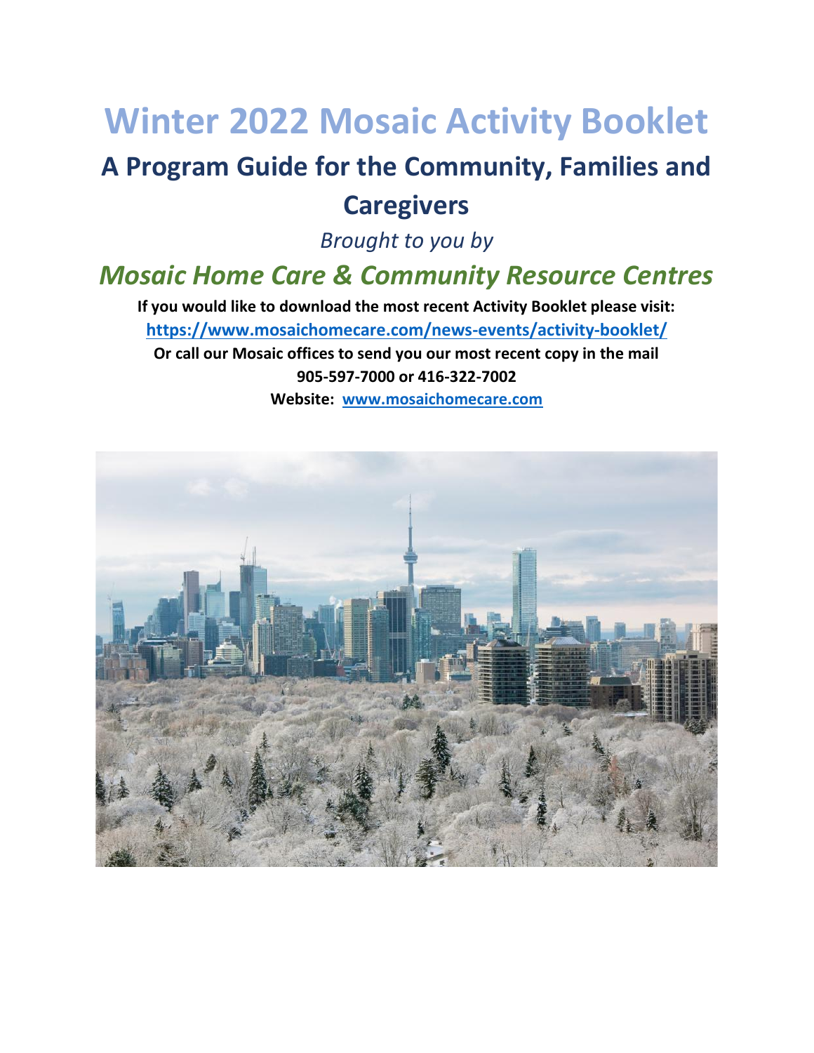# Winter 2022 Mosaic Activity Booklet

## A Program Guide for the Community, Families and Caregivers

*Brought to you by*

## *Mosaic Home Care & Community Resource Centres*

**If you would like to download the most recent Activity Booklet please visit:**
**https://www.mosaichomecare.com/news-events/activity-booklet/**
**Or call our Mosaic offices to send you our most recent copy in the mail**
**905-597-7000 or 416-322-7002**
**Website: www.mosaichomecare.com**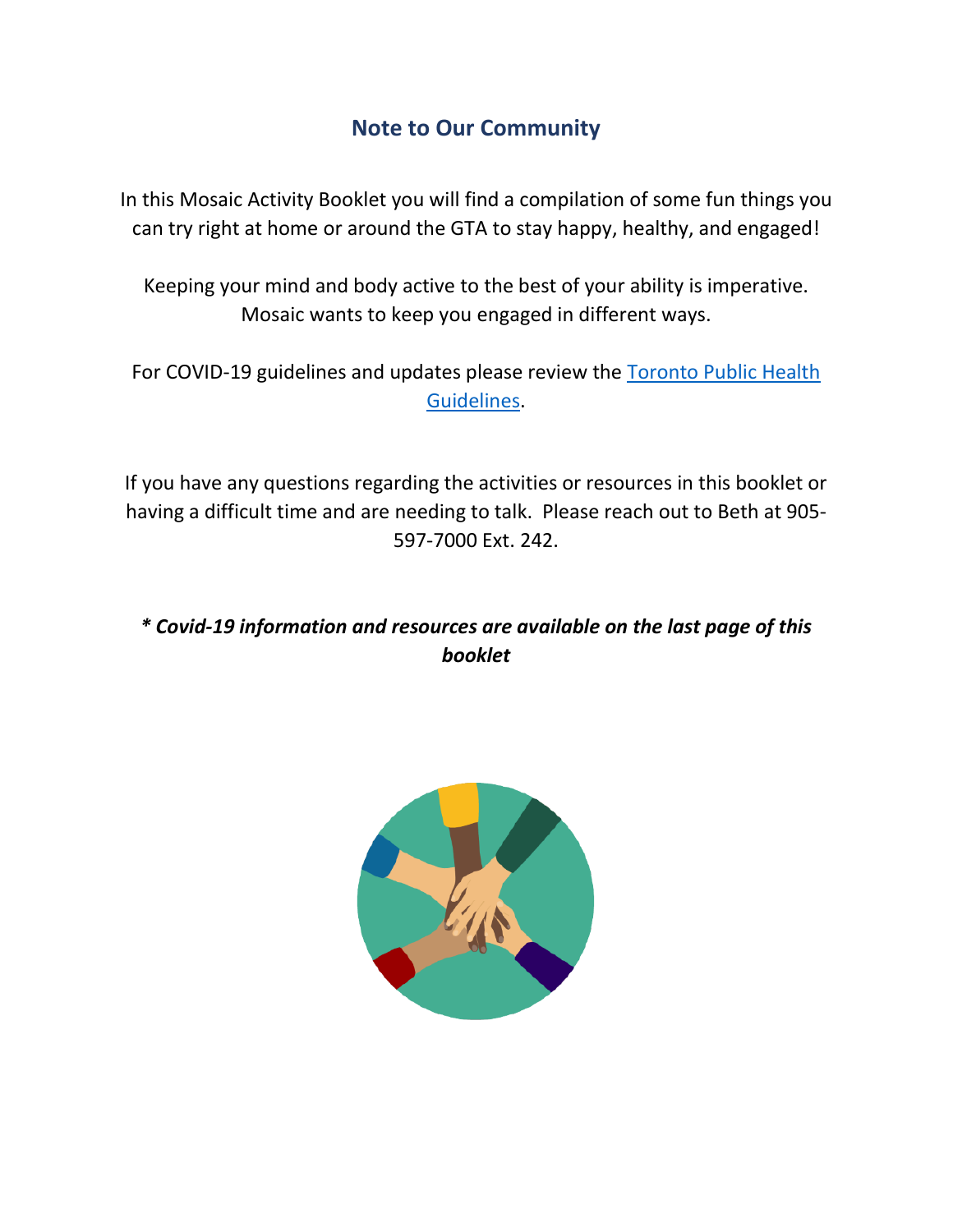## Note to Our Community

In this Mosaic Activity Booklet you will find a compilation of some fun things you can try right at home or around the GTA to stay happy, healthy, and engaged!

Keeping your mind and body active to the best of your ability is imperative. Mosaic wants to keep you engaged in different ways.

For COVID-19 guidelines and updates please review the [Toronto Public Health Guidelines](#).

If you have any questions regarding the activities or resources in this booklet or having a difficult time and are needing to talk. Please reach out to Beth at 905-597-7000 Ext. 242.

***\* Covid-19 information and resources are available on the last page of this booklet***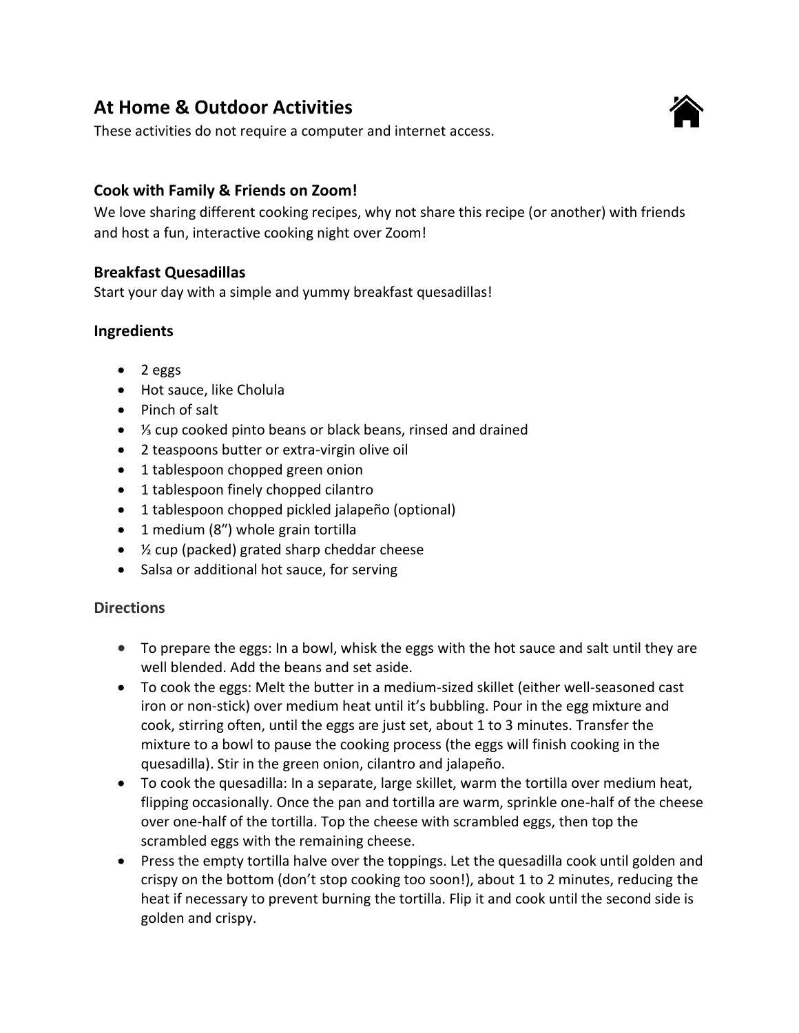# At Home & Outdoor Activities

These activities do not require a computer and internet access.

### Cook with Family & Friends on Zoom!

We love sharing different cooking recipes, why not share this recipe (or another) with friends and host a fun, interactive cooking night over Zoom!

### Breakfast Quesadillas

Start your day with a simple and yummy breakfast quesadillas!

### Ingredients

- 2 eggs
- Hot sauce, like Cholula
- Pinch of salt
- ⅓ cup cooked pinto beans or black beans, rinsed and drained
- 2 teaspoons butter or extra-virgin olive oil
- 1 tablespoon chopped green onion
- 1 tablespoon finely chopped cilantro
- 1 tablespoon chopped pickled jalapeño (optional)
- 1 medium (8") whole grain tortilla
- ½ cup (packed) grated sharp cheddar cheese
- Salsa or additional hot sauce, for serving

### Directions

- To prepare the eggs: In a bowl, whisk the eggs with the hot sauce and salt until they are well blended. Add the beans and set aside.
- To cook the eggs: Melt the butter in a medium-sized skillet (either well-seasoned cast iron or non-stick) over medium heat until it's bubbling. Pour in the egg mixture and cook, stirring often, until the eggs are just set, about 1 to 3 minutes. Transfer the mixture to a bowl to pause the cooking process (the eggs will finish cooking in the quesadilla). Stir in the green onion, cilantro and jalapeño.
- To cook the quesadilla: In a separate, large skillet, warm the tortilla over medium heat, flipping occasionally. Once the pan and tortilla are warm, sprinkle one-half of the cheese over one-half of the tortilla. Top the cheese with scrambled eggs, then top the scrambled eggs with the remaining cheese.
- Press the empty tortilla halve over the toppings. Let the quesadilla cook until golden and crispy on the bottom (don't stop cooking too soon!), about 1 to 2 minutes, reducing the heat if necessary to prevent burning the tortilla. Flip it and cook until the second side is golden and crispy.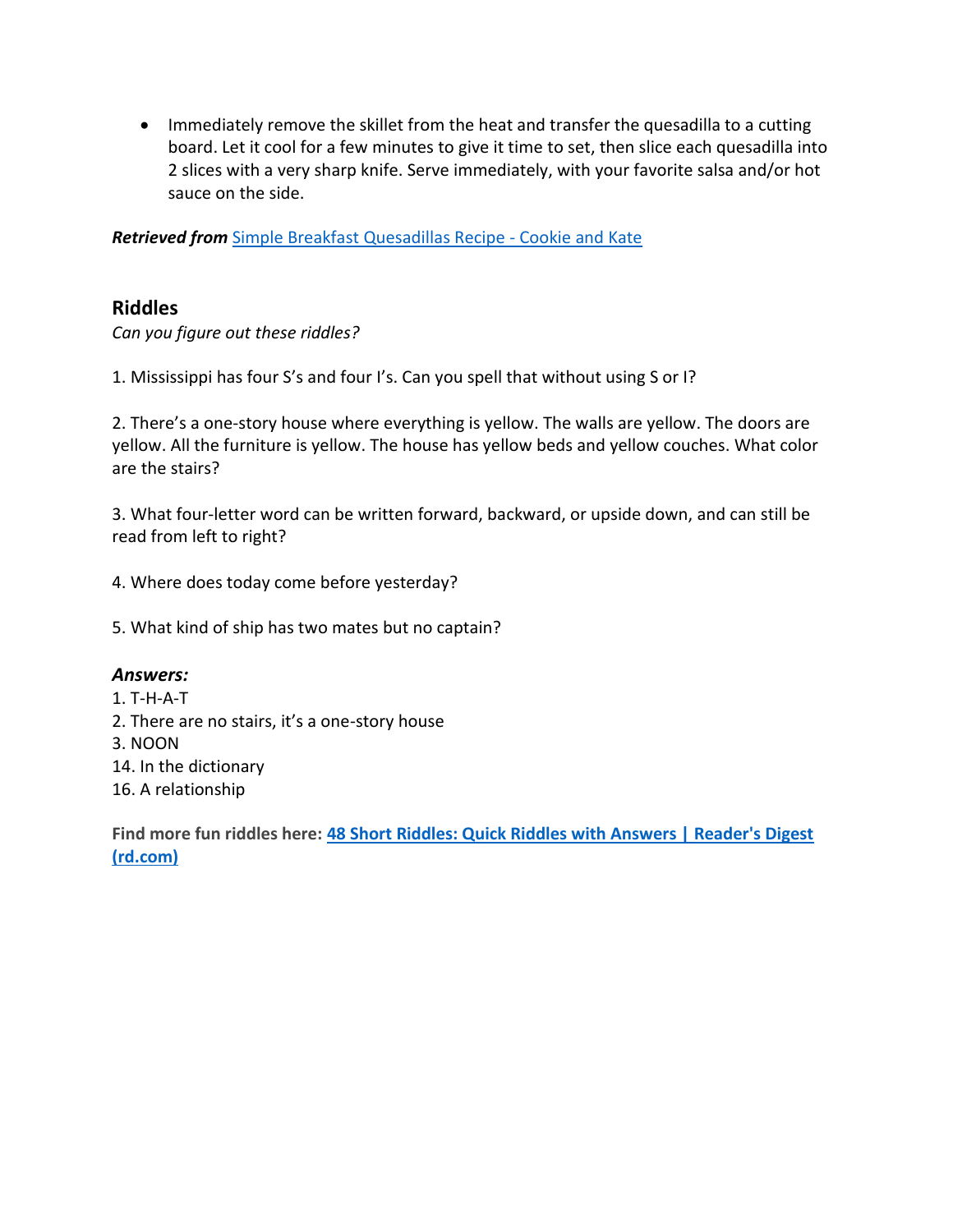- Immediately remove the skillet from the heat and transfer the quesadilla to a cutting board. Let it cool for a few minutes to give it time to set, then slice each quesadilla into 2 slices with a very sharp knife. Serve immediately, with your favorite salsa and/or hot sauce on the side.

***Retrieved from*** [Simple Breakfast Quesadillas Recipe - Cookie and Kate]()

## Riddles

*Can you figure out these riddles?*

1. Mississippi has four S's and four I's. Can you spell that without using S or I?

2. There's a one-story house where everything is yellow. The walls are yellow. The doors are yellow. All the furniture is yellow. The house has yellow beds and yellow couches. What color are the stairs?

3. What four-letter word can be written forward, backward, or upside down, and can still be read from left to right?

4. Where does today come before yesterday?

5. What kind of ship has two mates but no captain?

***Answers:***

1. T-H-A-T
2. There are no stairs, it's a one-story house
3. NOON
14. In the dictionary
16. A relationship

**Find more fun riddles here: [48 Short Riddles: Quick Riddles with Answers | Reader's Digest (rd.com)]()**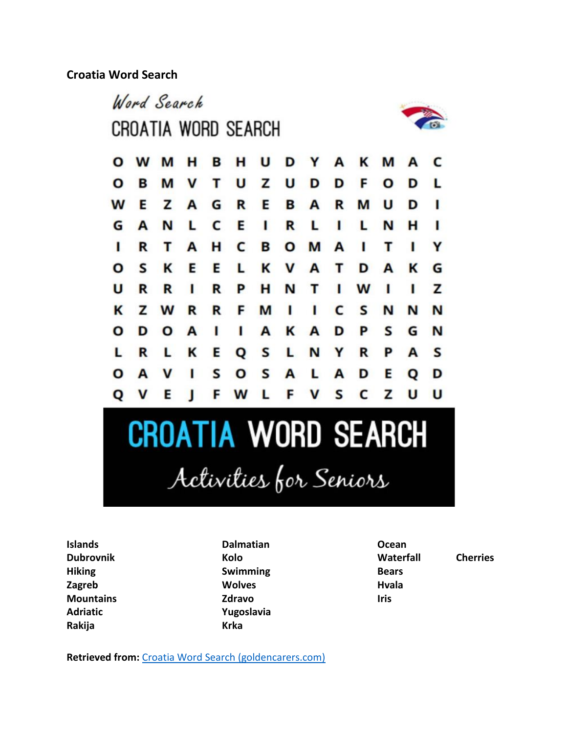**Croatia Word Search**

*Word Search*

CROATIA WORD SEARCH

```
O W M H B H U D Y A K M A C
O B M V T U Z U D D F O D L
W E Z A G R E B A R M U D I
G A N L C E I R L I L N H I
I R T A H C B O M A I T I Y
O S K E E L K V A T D A K G
U R R I R P H N T I W I I Z
K Z W R R F M I I C S N N N
O D O A I I A K A D P S G N
L R L K E Q S L N Y R P A S
O A V I S O S A L A D E Q D
Q V E J F W L F V S C Z U U
```

CROATIA WORD SEARCH

*Activities for Seniors*

- Islands
- Dubrovnik
- Hiking
- Zagreb
- Mountains
- Adriatic
- Rakija
- Dalmatian
- Kolo
- Swimming
- Wolves
- Zdravo
- Yugoslavia
- Krka
- Ocean
- Waterfall
- Bears
- Hvala
- Iris
- Cherries

**Retrieved from:** [Croatia Word Search (goldencarers.com)]()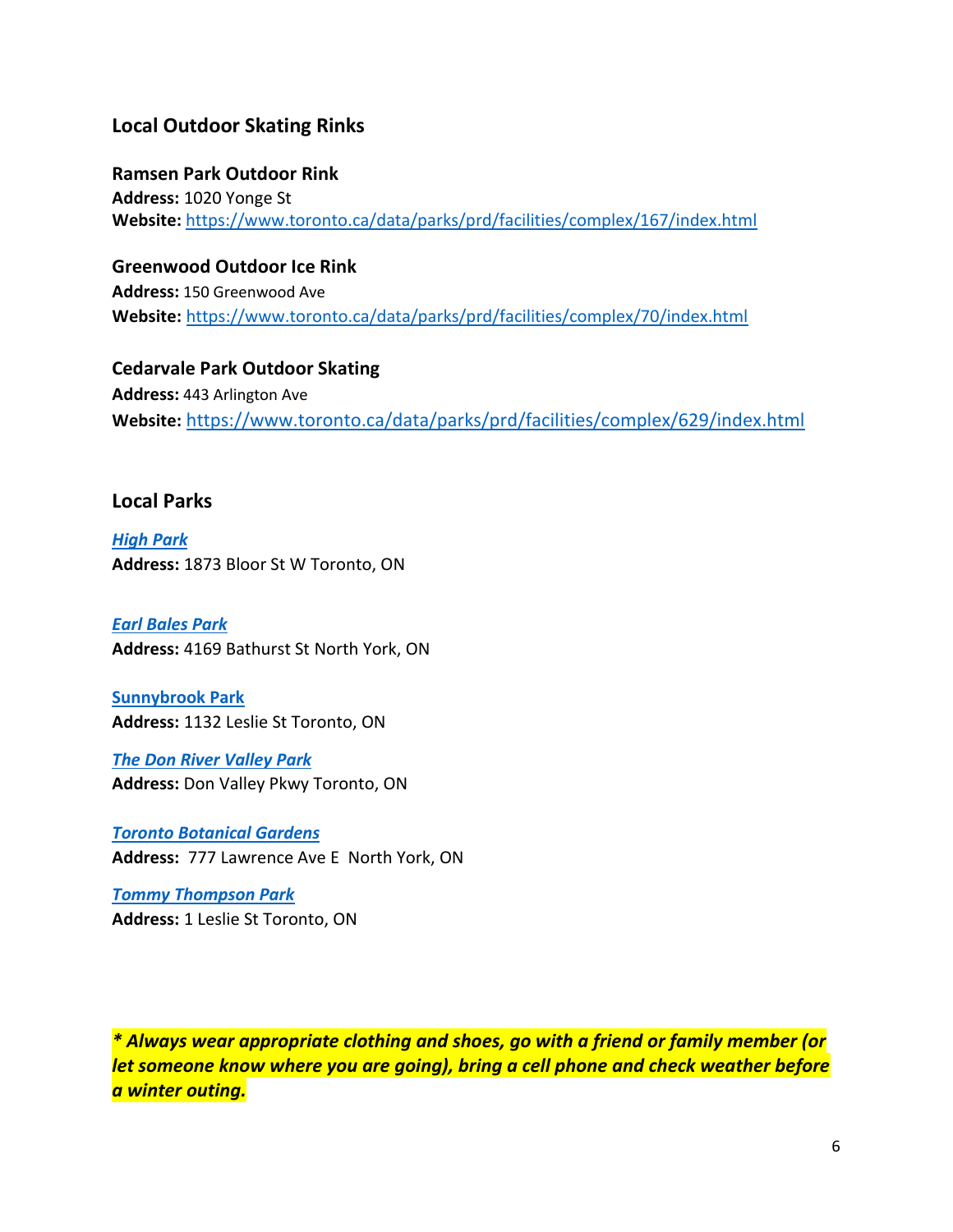## Local Outdoor Skating Rinks

**Ramsen Park Outdoor Rink**
**Address:** 1020 Yonge St
**Website:** https://www.toronto.ca/data/parks/prd/facilities/complex/167/index.html

**Greenwood Outdoor Ice Rink**
**Address:** 150 Greenwood Ave
**Website:** https://www.toronto.ca/data/parks/prd/facilities/complex/70/index.html

**Cedarvale Park Outdoor Skating**
**Address:** 443 Arlington Ave
**Website:** https://www.toronto.ca/data/parks/prd/facilities/complex/629/index.html

## Local Parks

***High Park***
**Address:** 1873 Bloor St W Toronto, ON

***Earl Bales Park***
**Address:** 4169 Bathurst St North York, ON

**Sunnybrook Park**
**Address:** 1132 Leslie St Toronto, ON

***The Don River Valley Park***
**Address:** Don Valley Pkwy Toronto, ON

***Toronto Botanical Gardens***
**Address:** 777 Lawrence Ave E North York, ON

***Tommy Thompson Park***
**Address:** 1 Leslie St Toronto, ON

***\* Always wear appropriate clothing and shoes, go with a friend or family member (or let someone know where you are going), bring a cell phone and check weather before a winter outing.***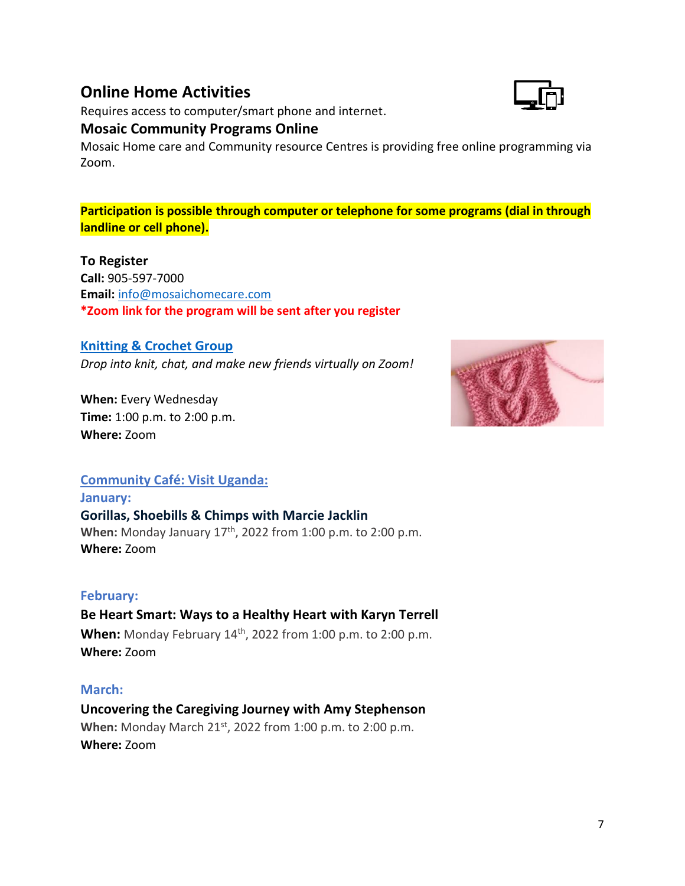## Online Home Activities

Requires access to computer/smart phone and internet.

### Mosaic Community Programs Online

Mosaic Home care and Community resource Centres is providing free online programming via Zoom.

**Participation is possible through computer or telephone for some programs (dial in through landline or cell phone).**

**To Register**
**Call:** 905-597-7000
**Email:** info@mosaichomecare.com
***Zoom link for the program will be sent after you register**

### Knitting & Crochet Group

*Drop into knit, chat, and make new friends virtually on Zoom!*

**When:** Every Wednesday
**Time:** 1:00 p.m. to 2:00 p.m.
**Where:** Zoom

### Community Café: Visit Uganda:

#### January:

**Gorillas, Shoebills & Chimps with Marcie Jacklin**
**When:** Monday January 17th, 2022 from 1:00 p.m. to 2:00 p.m.
**Where:** Zoom

#### February:

**Be Heart Smart: Ways to a Healthy Heart with Karyn Terrell**
**When:** Monday February 14th, 2022 from 1:00 p.m. to 2:00 p.m.
**Where:** Zoom

#### March:

**Uncovering the Caregiving Journey with Amy Stephenson**
**When:** Monday March 21st, 2022 from 1:00 p.m. to 2:00 p.m.
**Where:** Zoom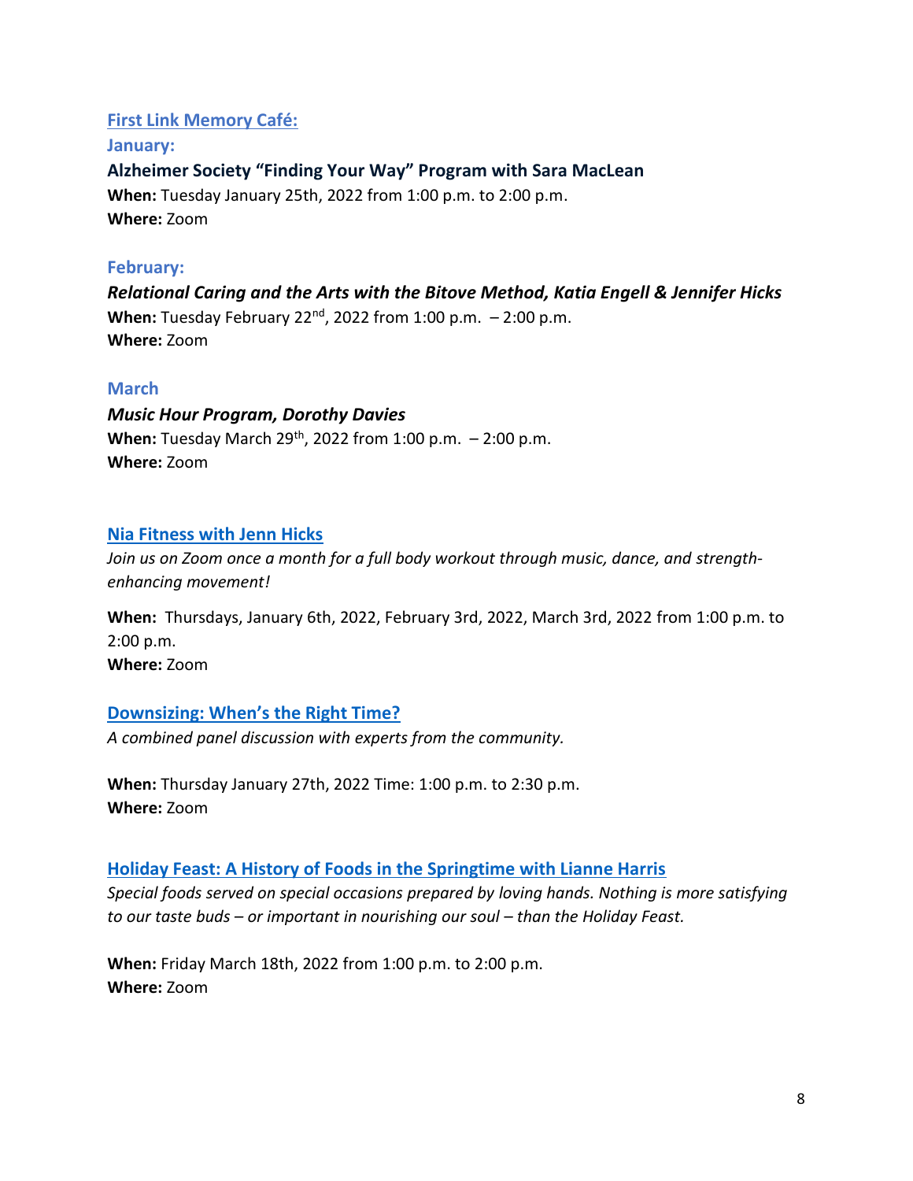## [First Link Memory Café:]

### January:

**Alzheimer Society "Finding Your Way" Program with Sara MacLean**
**When:** Tuesday January 25th, 2022 from 1:00 p.m. to 2:00 p.m.
**Where:** Zoom

### February:

***Relational Caring and the Arts with the Bitove Method, Katia Engell & Jennifer Hicks***
**When:** Tuesday February 22nd, 2022 from 1:00 p.m. – 2:00 p.m.
**Where:** Zoom

### March

***Music Hour Program, Dorothy Davies***
**When:** Tuesday March 29th, 2022 from 1:00 p.m. – 2:00 p.m.
**Where:** Zoom

## Nia Fitness with Jenn Hicks

*Join us on Zoom once a month for a full body workout through music, dance, and strength-enhancing movement!*

**When:** Thursdays, January 6th, 2022, February 3rd, 2022, March 3rd, 2022 from 1:00 p.m. to 2:00 p.m.
**Where:** Zoom

## Downsizing: When's the Right Time?

*A combined panel discussion with experts from the community.*

**When:** Thursday January 27th, 2022 Time: 1:00 p.m. to 2:30 p.m.
**Where:** Zoom

## Holiday Feast: A History of Foods in the Springtime with Lianne Harris

*Special foods served on special occasions prepared by loving hands. Nothing is more satisfying to our taste buds – or important in nourishing our soul – than the Holiday Feast.*

**When:** Friday March 18th, 2022 from 1:00 p.m. to 2:00 p.m.
**Where:** Zoom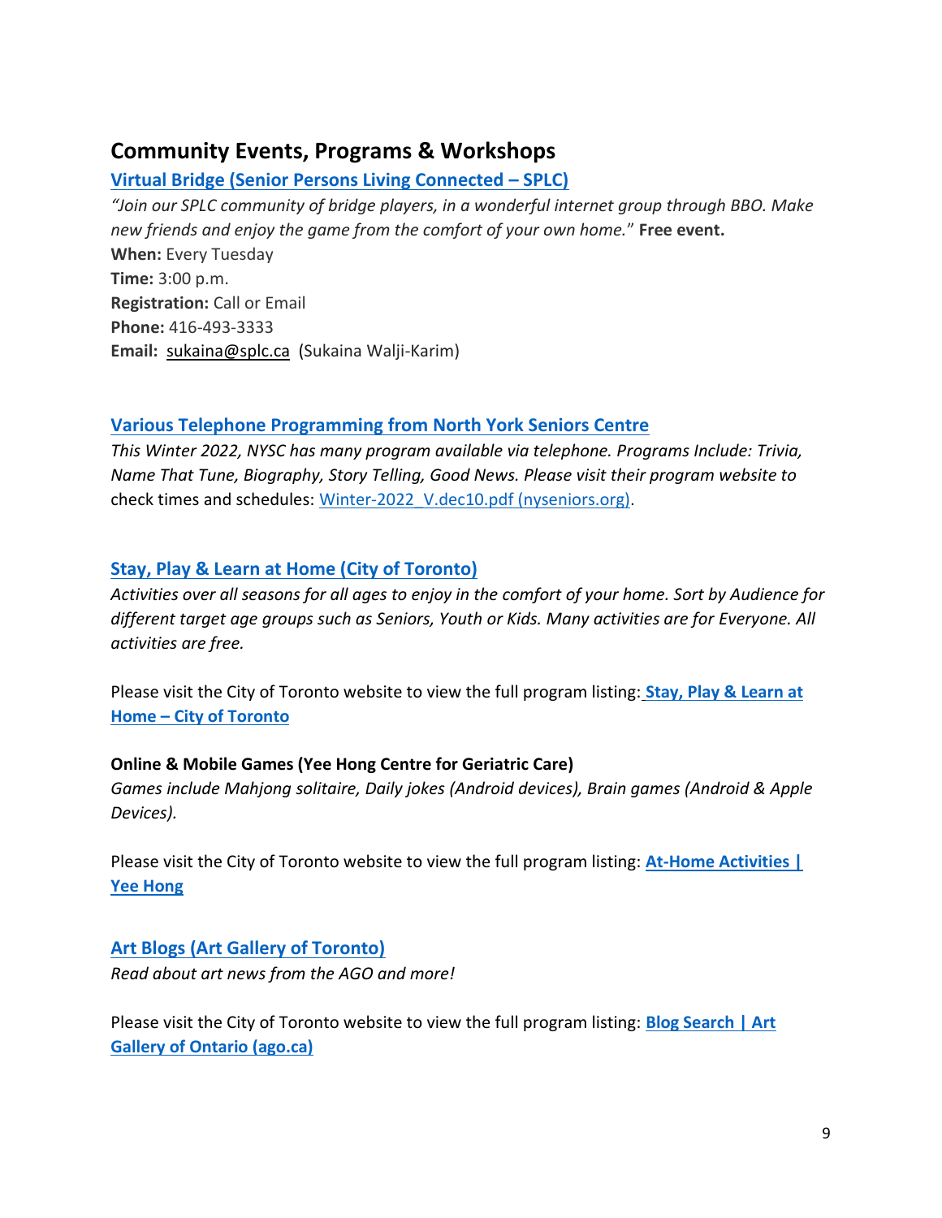## Community Events, Programs & Workshops

### Virtual Bridge (Senior Persons Living Connected – SPLC)

*"Join our SPLC community of bridge players, in a wonderful internet group through BBO. Make new friends and enjoy the game from the comfort of your own home."* **Free event.**

**When:** Every Tuesday
**Time:** 3:00 p.m.
**Registration:** Call or Email
**Phone:** 416-493-3333
**Email:** sukaina@splc.ca (Sukaina Walji-Karim)

### Various Telephone Programming from North York Seniors Centre

*This Winter 2022, NYSC has many program available via telephone. Programs Include: Trivia, Name That Tune, Biography, Story Telling, Good News. Please visit their program website to* check times and schedules: Winter-2022_V.dec10.pdf (nyseniors.org).

### Stay, Play & Learn at Home (City of Toronto)

*Activities over all seasons for all ages to enjoy in the comfort of your home. Sort by Audience for different target age groups such as Seniors, Youth or Kids. Many activities are for Everyone. All activities are free.*

Please visit the City of Toronto website to view the full program listing: **Stay, Play & Learn at Home – City of Toronto**

**Online & Mobile Games (Yee Hong Centre for Geriatric Care)**

*Games include Mahjong solitaire, Daily jokes (Android devices), Brain games (Android & Apple Devices).*

Please visit the City of Toronto website to view the full program listing: **At-Home Activities | Yee Hong**

### Art Blogs (Art Gallery of Toronto)

*Read about art news from the AGO and more!*

Please visit the City of Toronto website to view the full program listing: **Blog Search | Art Gallery of Ontario (ago.ca)**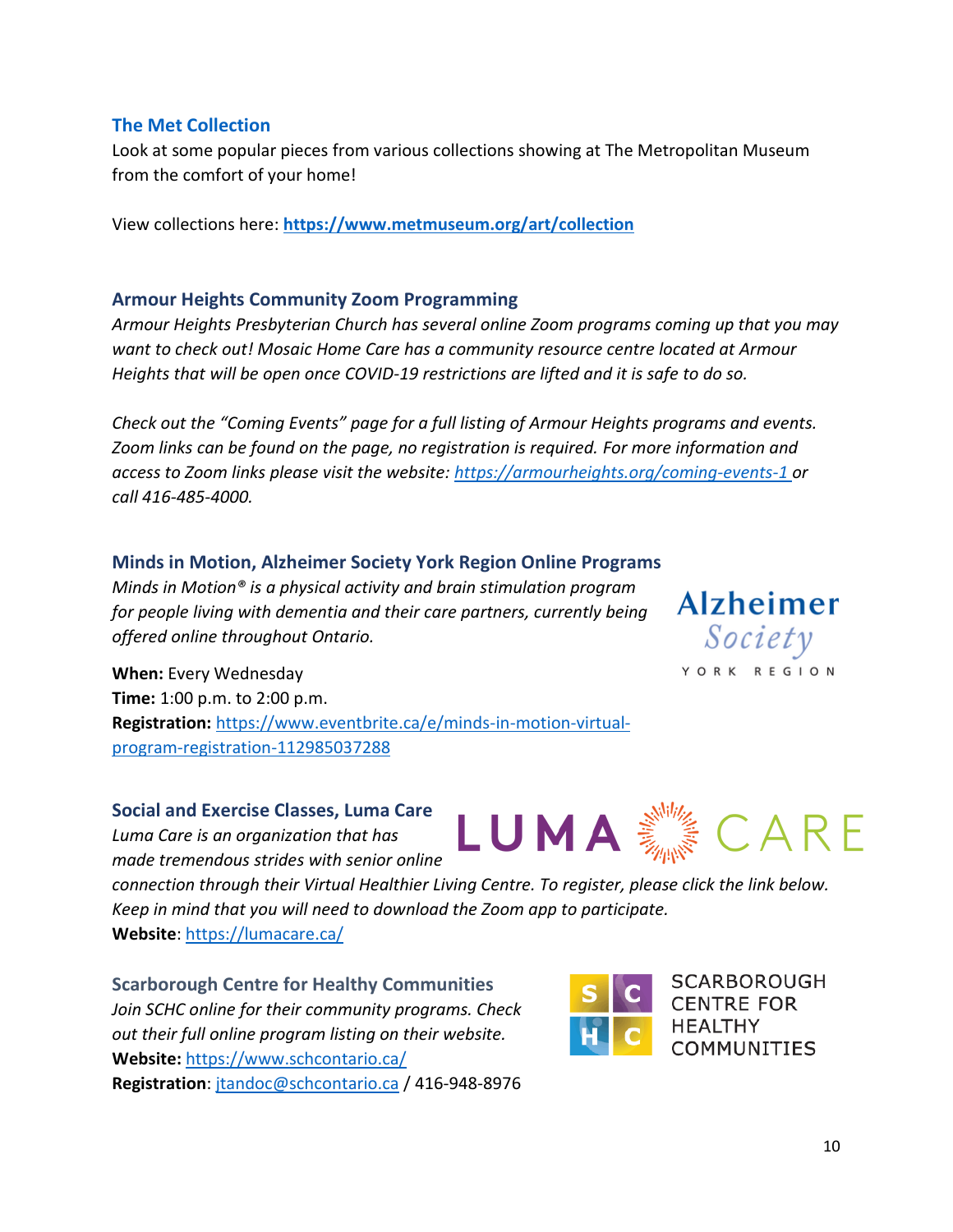### The Met Collection

Look at some popular pieces from various collections showing at The Metropolitan Museum from the comfort of your home!

View collections here: **https://www.metmuseum.org/art/collection**

### Armour Heights Community Zoom Programming

*Armour Heights Presbyterian Church has several online Zoom programs coming up that you may want to check out! Mosaic Home Care has a community resource centre located at Armour Heights that will be open once COVID-19 restrictions are lifted and it is safe to do so.*

*Check out the "Coming Events" page for a full listing of Armour Heights programs and events. Zoom links can be found on the page, no registration is required. For more information and access to Zoom links please visit the website: https://armourheights.org/coming-events-1 or call 416-485-4000.*

### Minds in Motion, Alzheimer Society York Region Online Programs

*Minds in Motion® is a physical activity and brain stimulation program for people living with dementia and their care partners, currently being offered online throughout Ontario.*

**When:** Every Wednesday
**Time:** 1:00 p.m. to 2:00 p.m.
**Registration:** https://www.eventbrite.ca/e/minds-in-motion-virtual-program-registration-112985037288

### Social and Exercise Classes, Luma Care

*Luma Care is an organization that has made tremendous strides with senior online connection through their Virtual Healthier Living Centre. To register, please click the link below. Keep in mind that you will need to download the Zoom app to participate.*
**Website**: https://lumacare.ca/

### Scarborough Centre for Healthy Communities

*Join SCHC online for their community programs. Check out their full online program listing on their website.*
**Website:** https://www.schcontario.ca/
**Registration**: jtandoc@schcontario.ca / 416-948-8976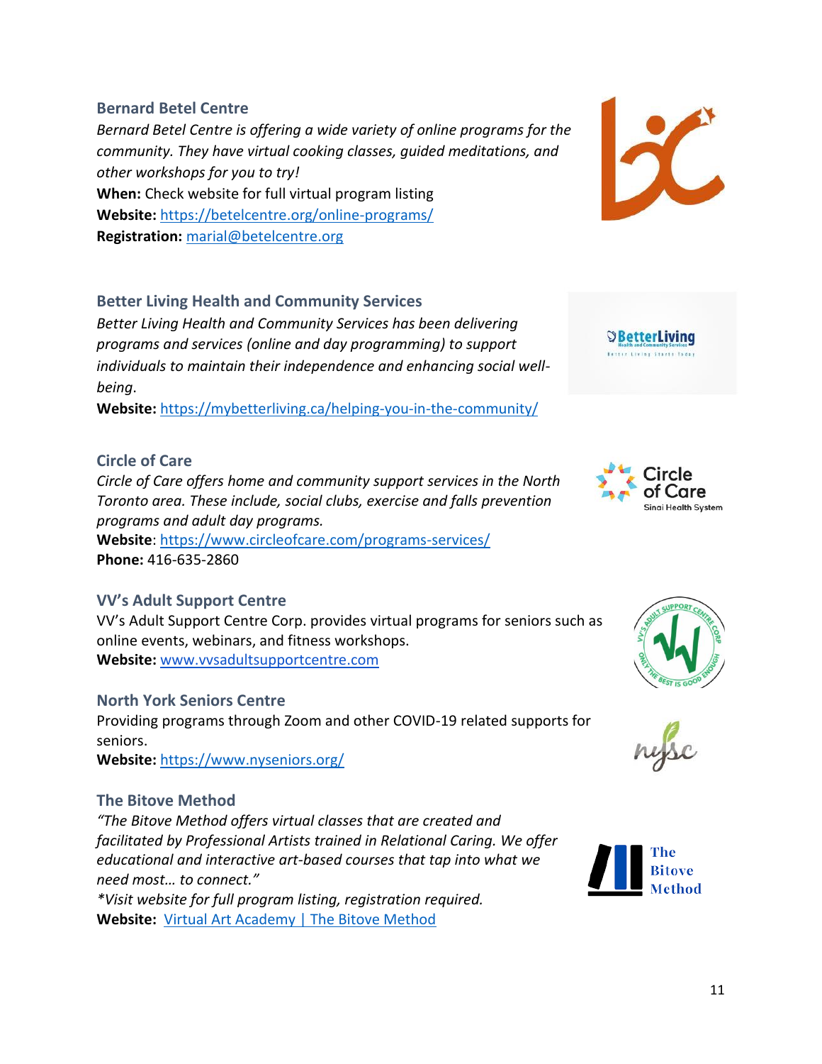### Bernard Betel Centre

*Bernard Betel Centre is offering a wide variety of online programs for the community. They have virtual cooking classes, guided meditations, and other workshops for you to try!*

**When:** Check website for full virtual program listing
**Website:** https://betelcentre.org/online-programs/
**Registration:** marial@betelcentre.org

### Better Living Health and Community Services

*Better Living Health and Community Services has been delivering programs and services (online and day programming) to support individuals to maintain their independence and enhancing social well-being.*

**Website:** https://mybetterliving.ca/helping-you-in-the-community/

### Circle of Care

*Circle of Care offers home and community support services in the North Toronto area. These include, social clubs, exercise and falls prevention programs and adult day programs.*

**Website**: https://www.circleofcare.com/programs-services/
**Phone:** 416-635-2860

### VV's Adult Support Centre

VV's Adult Support Centre Corp. provides virtual programs for seniors such as online events, webinars, and fitness workshops.
**Website:** www.vvsadultsupportcentre.com

### North York Seniors Centre

Providing programs through Zoom and other COVID-19 related supports for seniors.
**Website:** https://www.nyseniors.org/

### The Bitove Method

*"The Bitove Method offers virtual classes that are created and facilitated by Professional Artists trained in Relational Caring. We offer educational and interactive art-based courses that tap into what we need most… to connect."*
*\*Visit website for full program listing, registration required.*
**Website:** Virtual Art Academy | The Bitove Method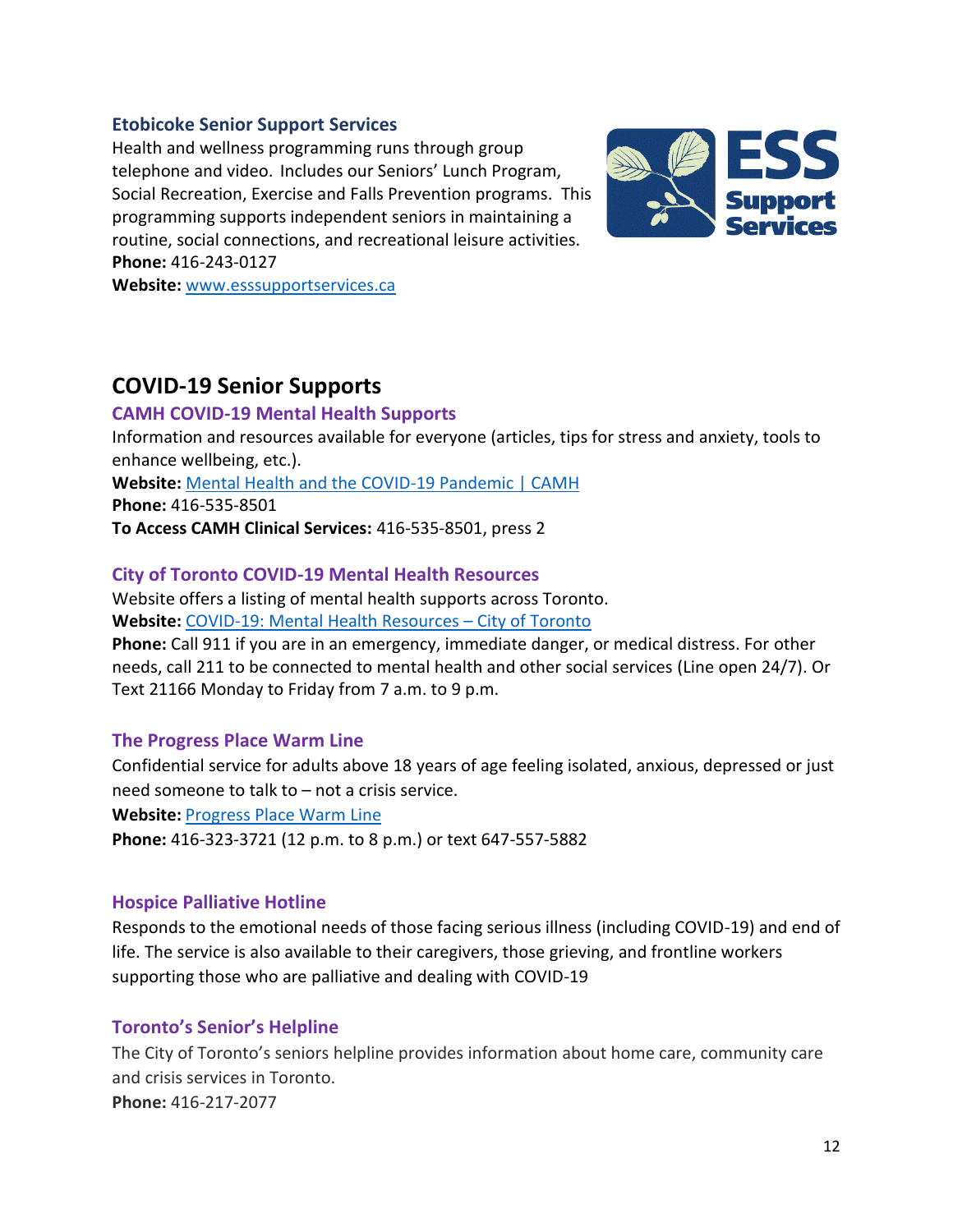### Etobicoke Senior Support Services

Health and wellness programming runs through group telephone and video. Includes our Seniors' Lunch Program, Social Recreation, Exercise and Falls Prevention programs. This programming supports independent seniors in maintaining a routine, social connections, and recreational leisure activities.

**Phone:** 416-243-0127

**Website:** [www.esssupportservices.ca](http://www.esssupportservices.ca)

## COVID-19 Senior Supports

### CAMH COVID-19 Mental Health Supports

Information and resources available for everyone (articles, tips for stress and anxiety, tools to enhance wellbeing, etc.).

**Website:** Mental Health and the COVID-19 Pandemic | CAMH

**Phone:** 416-535-8501

**To Access CAMH Clinical Services:** 416-535-8501, press 2

### City of Toronto COVID-19 Mental Health Resources

Website offers a listing of mental health supports across Toronto.

**Website:** COVID-19: Mental Health Resources – City of Toronto

**Phone:** Call 911 if you are in an emergency, immediate danger, or medical distress. For other needs, call 211 to be connected to mental health and other social services (Line open 24/7). Or Text 21166 Monday to Friday from 7 a.m. to 9 p.m.

### The Progress Place Warm Line

Confidential service for adults above 18 years of age feeling isolated, anxious, depressed or just need someone to talk to – not a crisis service.

**Website:** Progress Place Warm Line

**Phone:** 416-323-3721 (12 p.m. to 8 p.m.) or text 647-557-5882

### Hospice Palliative Hotline

Responds to the emotional needs of those facing serious illness (including COVID-19) and end of life. The service is also available to their caregivers, those grieving, and frontline workers supporting those who are palliative and dealing with COVID-19

### Toronto's Senior's Helpline

The City of Toronto's seniors helpline provides information about home care, community care and crisis services in Toronto.

**Phone:** 416-217-2077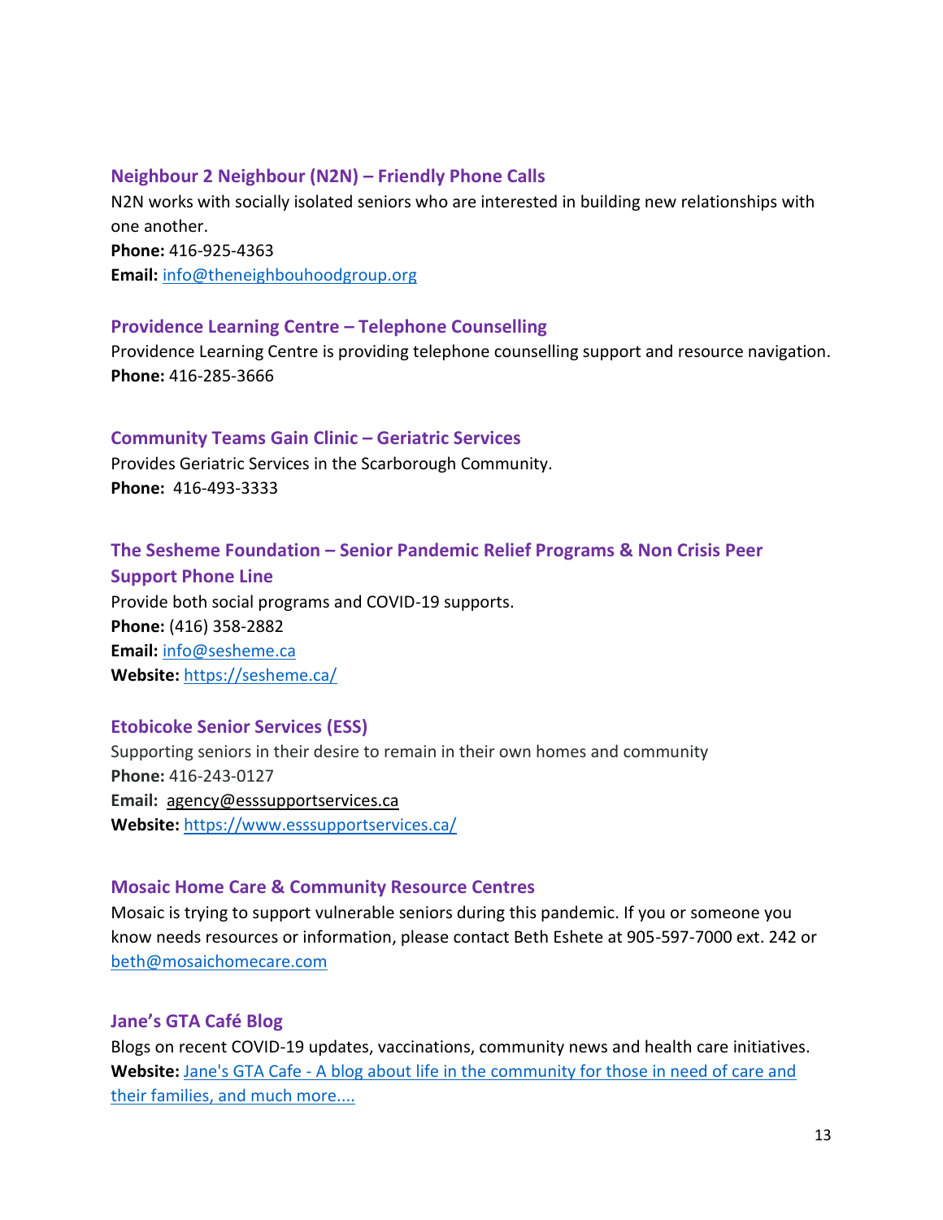### Neighbour 2 Neighbour (N2N) – Friendly Phone Calls

N2N works with socially isolated seniors who are interested in building new relationships with one another.

**Phone:** 416-925-4363

**Email:** info@theneighbouhoodgroup.org

### Providence Learning Centre – Telephone Counselling

Providence Learning Centre is providing telephone counselling support and resource navigation.

**Phone:** 416-285-3666

### Community Teams Gain Clinic – Geriatric Services

Provides Geriatric Services in the Scarborough Community.

**Phone:** 416-493-3333

### The Sesheme Foundation – Senior Pandemic Relief Programs & Non Crisis Peer Support Phone Line

Provide both social programs and COVID-19 supports.

**Phone:** (416) 358-2882

**Email:** info@sesheme.ca

**Website:** https://sesheme.ca/

### Etobicoke Senior Services (ESS)

Supporting seniors in their desire to remain in their own homes and community

**Phone:** 416-243-0127

**Email:** agency@esssupportservices.ca

**Website:** https://www.esssupportservices.ca/

### Mosaic Home Care & Community Resource Centres

Mosaic is trying to support vulnerable seniors during this pandemic. If you or someone you know needs resources or information, please contact Beth Eshete at 905-597-7000 ext. 242 or beth@mosaichomecare.com

### Jane's GTA Café Blog

Blogs on recent COVID-19 updates, vaccinations, community news and health care initiatives.

**Website:** Jane's GTA Cafe - A blog about life in the community for those in need of care and their families, and much more....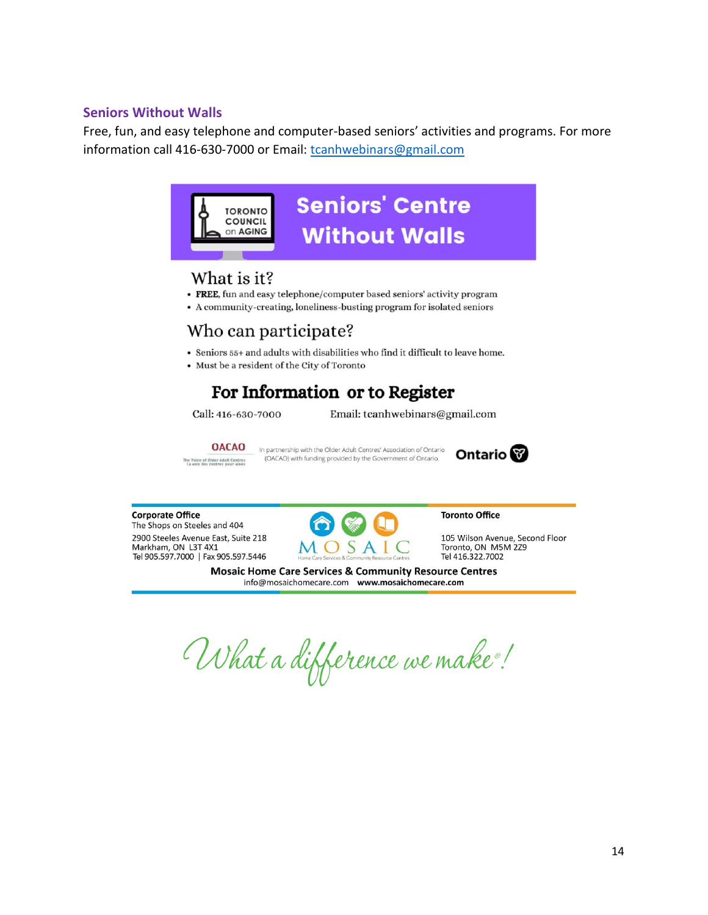## Seniors Without Walls

Free, fun, and easy telephone and computer-based seniors' activities and programs. For more information call 416-630-7000 or Email: tcanhwebinars@gmail.com

TORONTO COUNCIL on AGING

# Seniors' Centre Without Walls

## What is it?

- **FREE**, fun and easy telephone/computer based seniors' activity program
- A community-creating, loneliness-busting program for isolated seniors

## Who can participate?

- Seniors 55+ and adults with disabilities who find it difficult to leave home.
- Must be a resident of the City of Toronto

## For Information or to Register

Call: 416-630-7000

Email: tcanhwebinars@gmail.com

OACAO — The Voice of Older Adult Centres / La voix des centres pour aînés

In partnership with the Older Adult Centres' Association of Ontario (OACAO) with funding provided by the Government of Ontario.

Ontario

**Corporate Office**
The Shops on Steeles and 404
2900 Steeles Avenue East, Suite 218
Markham, ON L3T 4X1
Tel 905.597.7000 | Fax 905.597.5446

MOSAIC — Home Care Services & Community Resource Centres

**Toronto Office**
105 Wilson Avenue, Second Floor
Toronto, ON M5M 2Z9
Tel 416.322.7002

**Mosaic Home Care Services & Community Resource Centres**
info@mosaichomecare.com **www.mosaichomecare.com**

*What a difference we make®!*